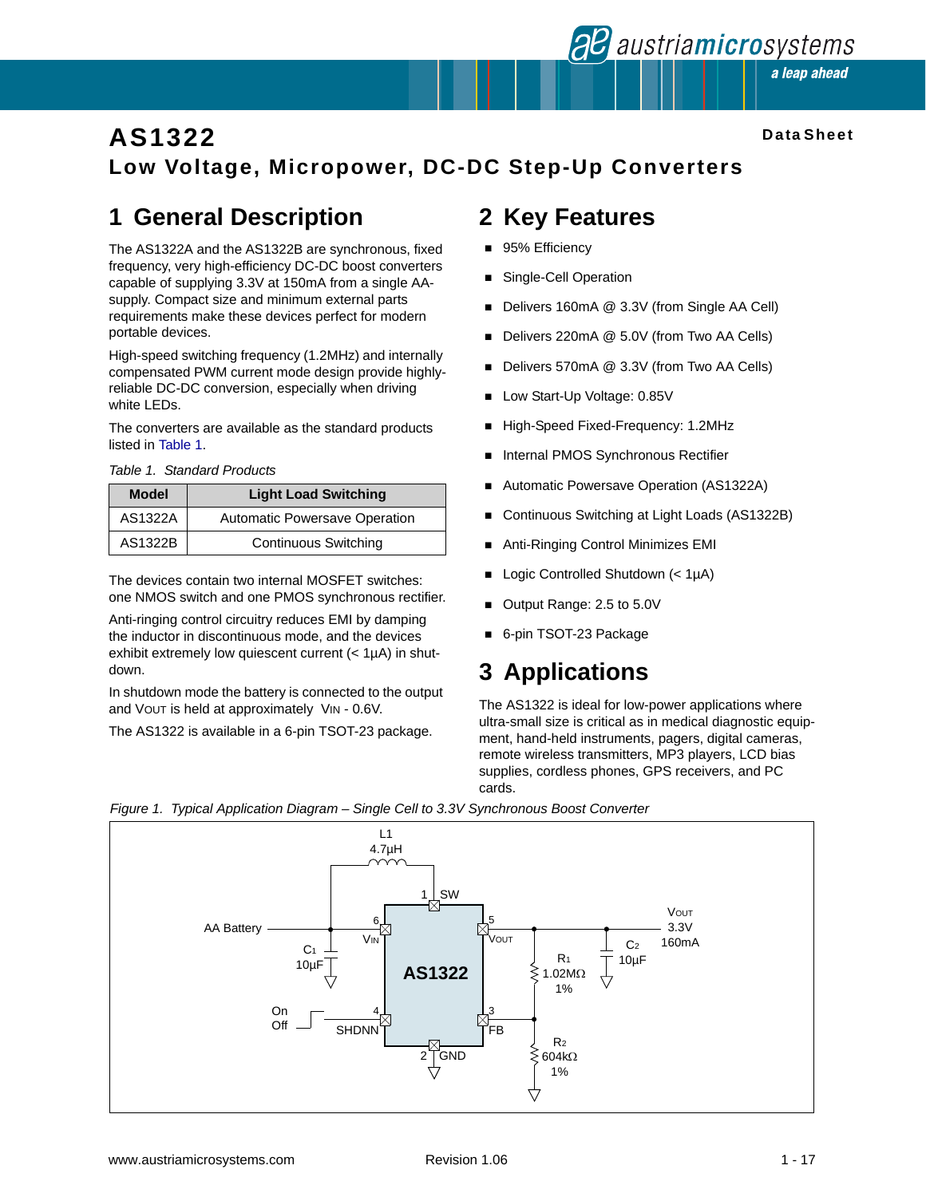# AS1322

**Data Sheet**

## Low Voltage, Micropower, DC-DC Step-Up Converters

## 1 General Description

The AS1322A and the AS1322B are synchronous, fixed frequency, very high-efficiency DC-DC boost converters capable of supplying 3.3V at 150mA from a single AA-supply. Compact size and minimum external parts requirements make these devices perfect for modern portable devices.

High-speed switching frequency (1.2MHz) and internally compensated PWM current mode design provide highly-reliable DC-DC conversion, especially when driving white LEDs.

The converters are available as the standard products listed in Table 1.

*Table 1. Standard Products*

| Model | Light Load Switching |
|---|---|
| AS1322A | Automatic Powersave Operation |
| AS1322B | Continuous Switching |

The devices contain two internal MOSFET switches: one NMOS switch and one PMOS synchronous rectifier.

Anti-ringing control circuitry reduces EMI by damping the inductor in discontinuous mode, and the devices exhibit extremely low quiescent current (< 1µA) in shutdown.

In shutdown mode the battery is connected to the output and $V_{OUT}$ is held at approximately $V_{IN}$ - 0.6V.

The AS1322 is available in a 6-pin TSOT-23 package.

## 2 Key Features

- 95% Efficiency
- Single-Cell Operation
- Delivers 160mA @ 3.3V (from Single AA Cell)
- Delivers 220mA @ 5.0V (from Two AA Cells)
- Delivers 570mA @ 3.3V (from Two AA Cells)
- Low Start-Up Voltage: 0.85V
- High-Speed Fixed-Frequency: 1.2MHz
- Internal PMOS Synchronous Rectifier
- Automatic Powersave Operation (AS1322A)
- Continuous Switching at Light Loads (AS1322B)
- Anti-Ringing Control Minimizes EMI
- Logic Controlled Shutdown (< 1µA)
- Output Range: 2.5 to 5.0V
- 6-pin TSOT-23 Package

## 3 Applications

The AS1322 is ideal for low-power applications where ultra-small size is critical as in medical diagnostic equipment, hand-held instruments, pagers, digital cameras, remote wireless transmitters, MP3 players, LCD bias supplies, cordless phones, GPS receivers, and PC cards.

*Figure 1. Typical Application Diagram – Single Cell to 3.3V Synchronous Boost Converter*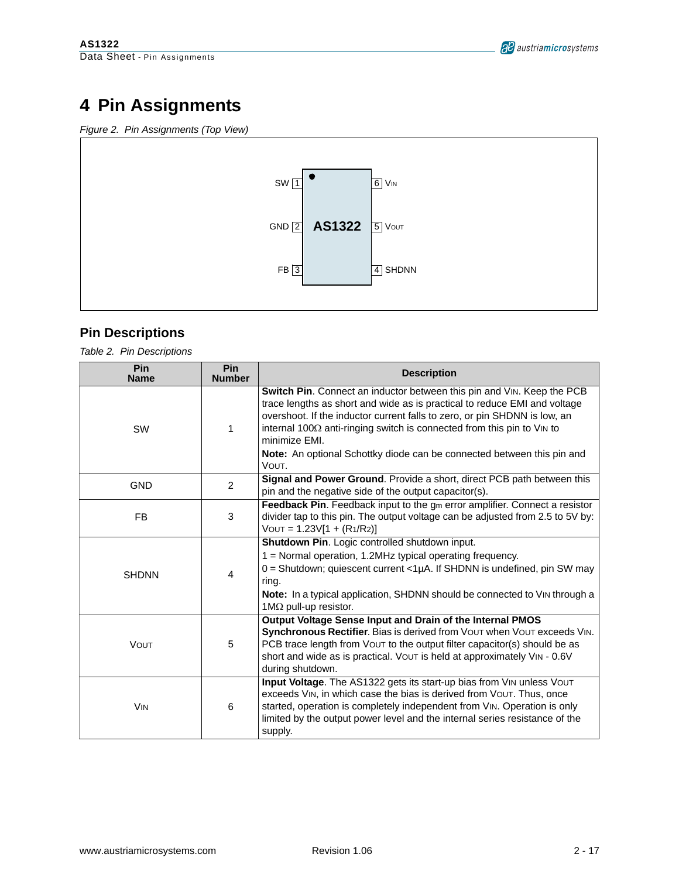# 4 Pin Assignments

*Figure 2. Pin Assignments (Top View)*

| Pin | Name | | Pin | Name |
|---|---|---|---|---|
| 1 | SW | AS1322 | 6 | $V_{IN}$ |
| 2 | GND | | 5 | $V_{OUT}$ |
| 3 | FB | | 4 | SHDNN |

## Pin Descriptions

*Table 2. Pin Descriptions*

| Pin Name | Pin Number | Description |
|---|---|---|
| SW | 1 | **Switch Pin**. Connect an inductor between this pin and $V_{IN}$. Keep the PCB trace lengths as short and wide as is practical to reduce EMI and voltage overshoot. If the inductor current falls to zero, or pin SHDNN is low, an internal 100Ω anti-ringing switch is connected from this pin to $V_{IN}$ to minimize EMI.<br>**Note:** An optional Schottky diode can be connected between this pin and $V_{OUT}$. |
| GND | 2 | **Signal and Power Ground**. Provide a short, direct PCB path between this pin and the negative side of the output capacitor(s). |
| FB | 3 | **Feedback Pin**. Feedback input to the $g_m$ error amplifier. Connect a resistor divider tap to this pin. The output voltage can be adjusted from 2.5 to 5V by: $V_{OUT} = 1.23V[1 + (R_1/R_2)]$ |
| SHDNN | 4 | **Shutdown Pin**. Logic controlled shutdown input.<br>1 = Normal operation, 1.2MHz typical operating frequency.<br>0 = Shutdown; quiescent current <1µA. If SHDNN is undefined, pin SW may ring.<br>**Note:** In a typical application, SHDNN should be connected to $V_{IN}$ through a 1MΩ pull-up resistor. |
| $V_{OUT}$ | 5 | **Output Voltage Sense Input and Drain of the Internal PMOS Synchronous Rectifier**. Bias is derived from $V_{OUT}$ when $V_{OUT}$ exceeds $V_{IN}$. PCB trace length from $V_{OUT}$ to the output filter capacitor(s) should be as short and wide as is practical. $V_{OUT}$ is held at approximately $V_{IN}$ - 0.6V during shutdown. |
| $V_{IN}$ | 6 | **Input Voltage**. The AS1322 gets its start-up bias from $V_{IN}$ unless $V_{OUT}$ exceeds $V_{IN}$, in which case the bias is derived from $V_{OUT}$. Thus, once started, operation is completely independent from $V_{IN}$. Operation is only limited by the output power level and the internal series resistance of the supply. |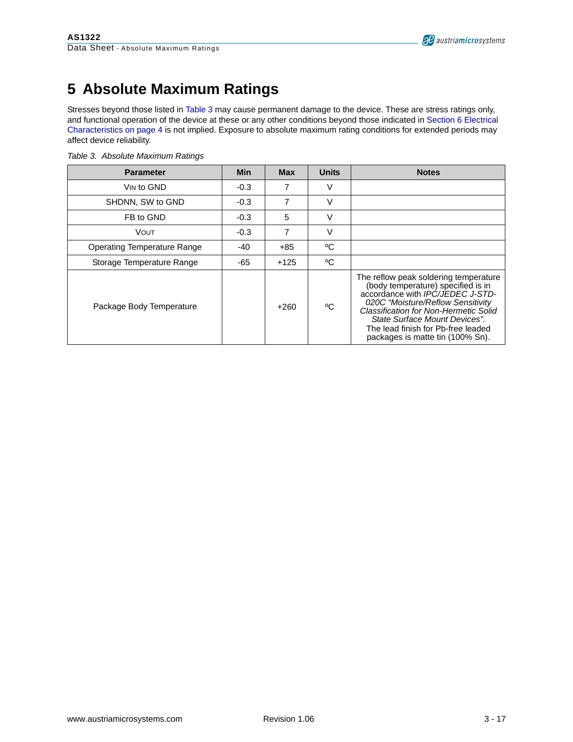# 5 Absolute Maximum Ratings

Stresses beyond those listed in Table 3 may cause permanent damage to the device. These are stress ratings only, and functional operation of the device at these or any other conditions beyond those indicated in Section 6 Electrical Characteristics on page 4 is not implied. Exposure to absolute maximum rating conditions for extended periods may affect device reliability.

*Table 3. Absolute Maximum Ratings*

| Parameter | Min | Max | Units | Notes |
|---|---|---|---|---|
| $V_{IN}$ to GND | -0.3 | 7 | V | |
| SHDNN, SW to GND | -0.3 | 7 | V | |
| FB to GND | -0.3 | 5 | V | |
| $V_{OUT}$ | -0.3 | 7 | V | |
| Operating Temperature Range | -40 | +85 | ºC | |
| Storage Temperature Range | -65 | +125 | ºC | |
| Package Body Temperature | | +260 | ºC | The reflow peak soldering temperature (body temperature) specified is in accordance with *IPC/JEDEC J-STD-020C "Moisture/Reflow Sensitivity Classification for Non-Hermetic Solid State Surface Mount Devices"*. The lead finish for Pb-free leaded packages is matte tin (100% Sn). |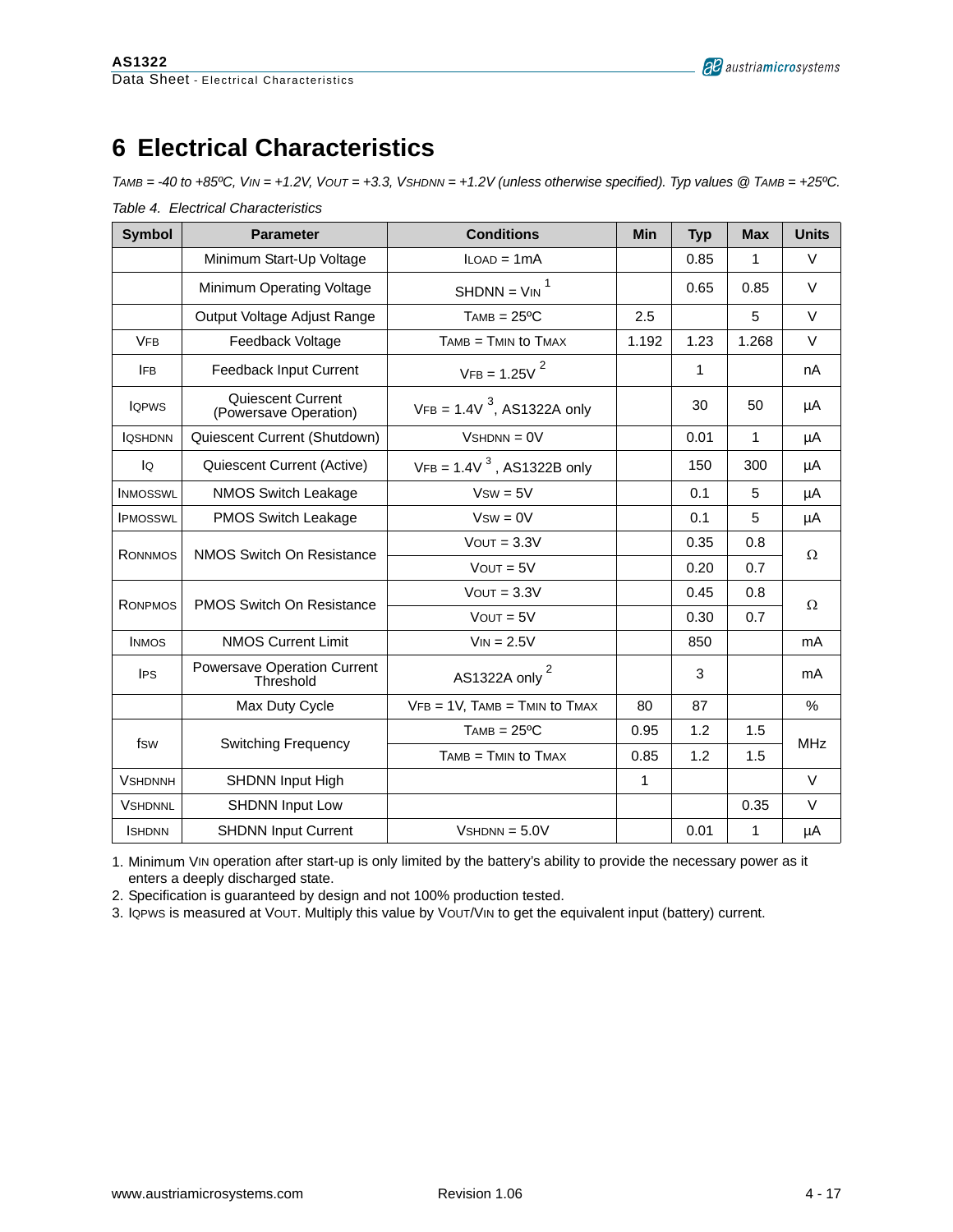# 6 Electrical Characteristics

*$T_{AMB}$ = -40 to +85ºC, $V_{IN}$ = +1.2V, $V_{OUT}$ = +3.3, $V_{SHDNN}$ = +1.2V (unless otherwise specified). Typ values @ $T_{AMB}$ = +25ºC.*

*Table 4. Electrical Characteristics*

| Symbol | Parameter | Conditions | Min | Typ | Max | Units |
|---|---|---|---|---|---|---|
| | Minimum Start-Up Voltage | $I_{LOAD}$ = 1mA | | 0.85 | 1 | V |
| | Minimum Operating Voltage | SHDNN = $V_{IN}$ [1] | | 0.65 | 0.85 | V |
| | Output Voltage Adjust Range | $T_{AMB}$ = 25ºC | 2.5 | | 5 | V |
| $V_{FB}$ | Feedback Voltage | $T_{AMB}$ = $T_{MIN}$ to $T_{MAX}$ | 1.192 | 1.23 | 1.268 | V |
| $I_{FB}$ | Feedback Input Current | $V_{FB}$ = 1.25V [2] | | 1 | | nA |
| $I_{QPWS}$ | Quiescent Current (Powersave Operation) | $V_{FB}$ = 1.4V [3], AS1322A only | | 30 | 50 | µA |
| $I_{QSHDNN}$ | Quiescent Current (Shutdown) | $V_{SHDNN}$ = 0V | | 0.01 | 1 | µA |
| $I_Q$ | Quiescent Current (Active) | $V_{FB}$ = 1.4V [3], AS1322B only | | 150 | 300 | µA |
| $I_{NMOSSWL}$ | NMOS Switch Leakage | $V_{SW}$ = 5V | | 0.1 | 5 | µA |
| $I_{PMOSSWL}$ | PMOS Switch Leakage | $V_{SW}$ = 0V | | 0.1 | 5 | µA |
| $R_{ONNMOS}$ | NMOS Switch On Resistance | $V_{OUT}$ = 3.3V | | 0.35 | 0.8 | Ω |
| | | $V_{OUT}$ = 5V | | 0.20 | 0.7 | |
| $R_{ONPMOS}$ | PMOS Switch On Resistance | $V_{OUT}$ = 3.3V | | 0.45 | 0.8 | Ω |
| | | $V_{OUT}$ = 5V | | 0.30 | 0.7 | |
| $I_{NMOS}$ | NMOS Current Limit | $V_{IN}$ = 2.5V | | 850 | | mA |
| $I_{PS}$ | Powersave Operation Current Threshold | AS1322A only [2] | | 3 | | mA |
| | Max Duty Cycle | $V_{FB}$ = 1V, $T_{AMB}$ = $T_{MIN}$ to $T_{MAX}$ | 80 | 87 | | % |
| $f_{SW}$ | Switching Frequency | $T_{AMB}$ = 25ºC | 0.95 | 1.2 | 1.5 | MHz |
| | | $T_{AMB}$ = $T_{MIN}$ to $T_{MAX}$ | 0.85 | 1.2 | 1.5 | |
| $V_{SHDNNH}$ | SHDNN Input High | | 1 | | | V |
| $V_{SHDNNL}$ | SHDNN Input Low | | | | 0.35 | V |
| $I_{SHDNN}$ | SHDNN Input Current | $V_{SHDNN}$ = 5.0V | | 0.01 | 1 | µA |

1. Minimum $V_{IN}$ operation after start-up is only limited by the battery's ability to provide the necessary power as it enters a deeply discharged state.
2. Specification is guaranteed by design and not 100% production tested.
3. $I_{QPWS}$ is measured at $V_{OUT}$. Multiply this value by $V_{OUT}/V_{IN}$ to get the equivalent input (battery) current.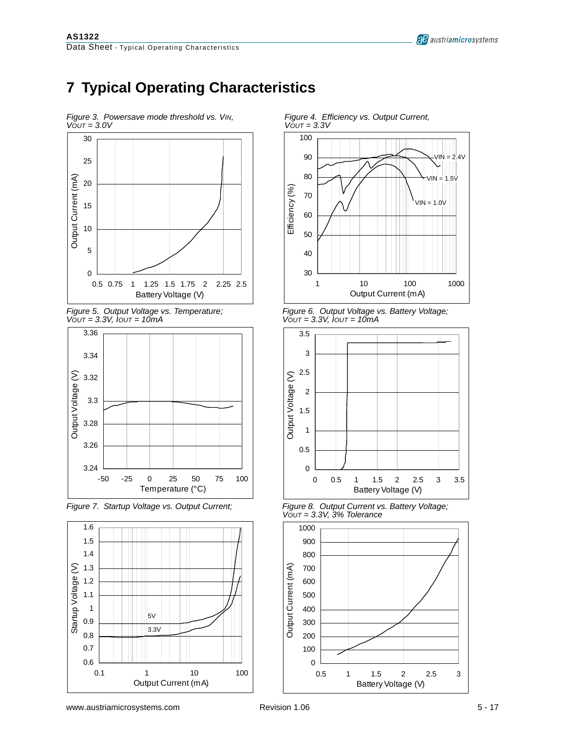# 7 Typical Operating Characteristics

*Figure 3. Powersave mode threshold vs. $V_{IN}$, $V_{OUT}$ = 3.0V*

*Figure 4. Efficiency vs. Output Current, $V_{OUT}$ = 3.3V*

*Figure 5. Output Voltage vs. Temperature; $V_{OUT}$ = 3.3V, $I_{OUT}$ = 10mA*

*Figure 6. Output Voltage vs. Battery Voltage; $V_{OUT}$ = 3.3V, $I_{OUT}$ = 10mA*

*Figure 7. Startup Voltage vs. Output Current;*

*Figure 8. Output Current vs. Battery Voltage; $V_{OUT}$ = 3.3V, 3% Tolerance*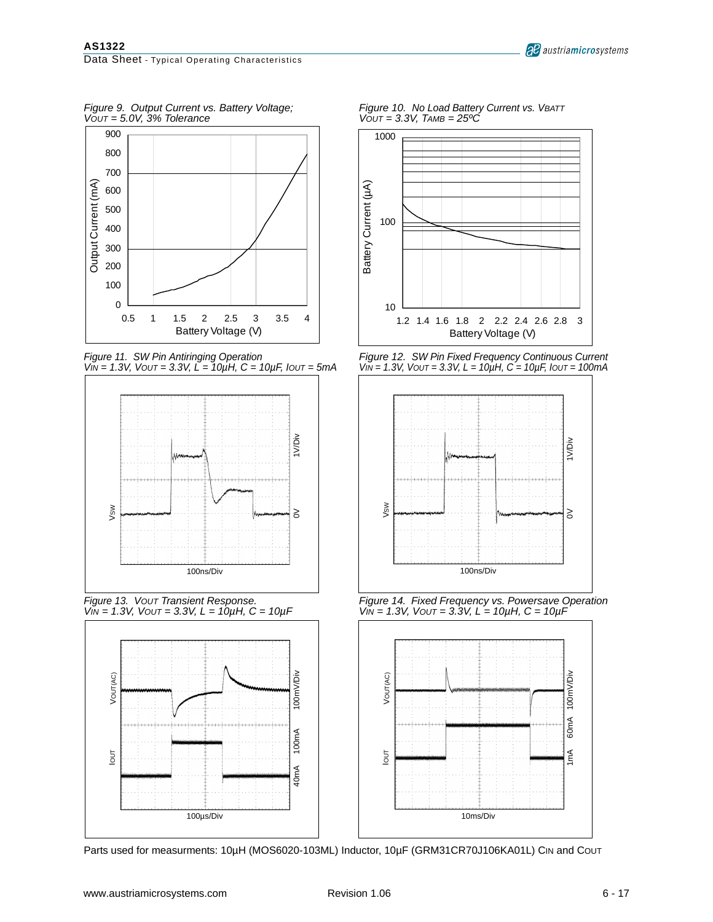Figure 9. Output Current vs. Battery Voltage; $V_{OUT}$ = 5.0V, 3% Tolerance

Figure 10. No Load Battery Current vs. $V_{BATT}$ $V_{OUT}$ = 3.3V, $T_{AMB}$ = 25ºC

Figure 11. SW Pin Antiringing Operation $V_{IN}$ = 1.3V, $V_{OUT}$ = 3.3V, L = 10µH, C = 10µF, $I_{OUT}$ = 5mA

Figure 12. SW Pin Fixed Frequency Continuous Current $V_{IN}$ = 1.3V, $V_{OUT}$ = 3.3V, L = 10µH, C = 10µF, $I_{OUT}$ = 100mA

Figure 13. $V_{OUT}$ Transient Response. $V_{IN}$ = 1.3V, $V_{OUT}$ = 3.3V, L = 10µH, C = 10µF

Figure 14. Fixed Frequency vs. Powersave Operation $V_{IN}$ = 1.3V, $V_{OUT}$ = 3.3V, L = 10µH, C = 10µF

Parts used for measurments: 10µH (MOS6020-103ML) Inductor, 10µF (GRM31CR70J106KA01L) $C_{IN}$ and $C_{OUT}$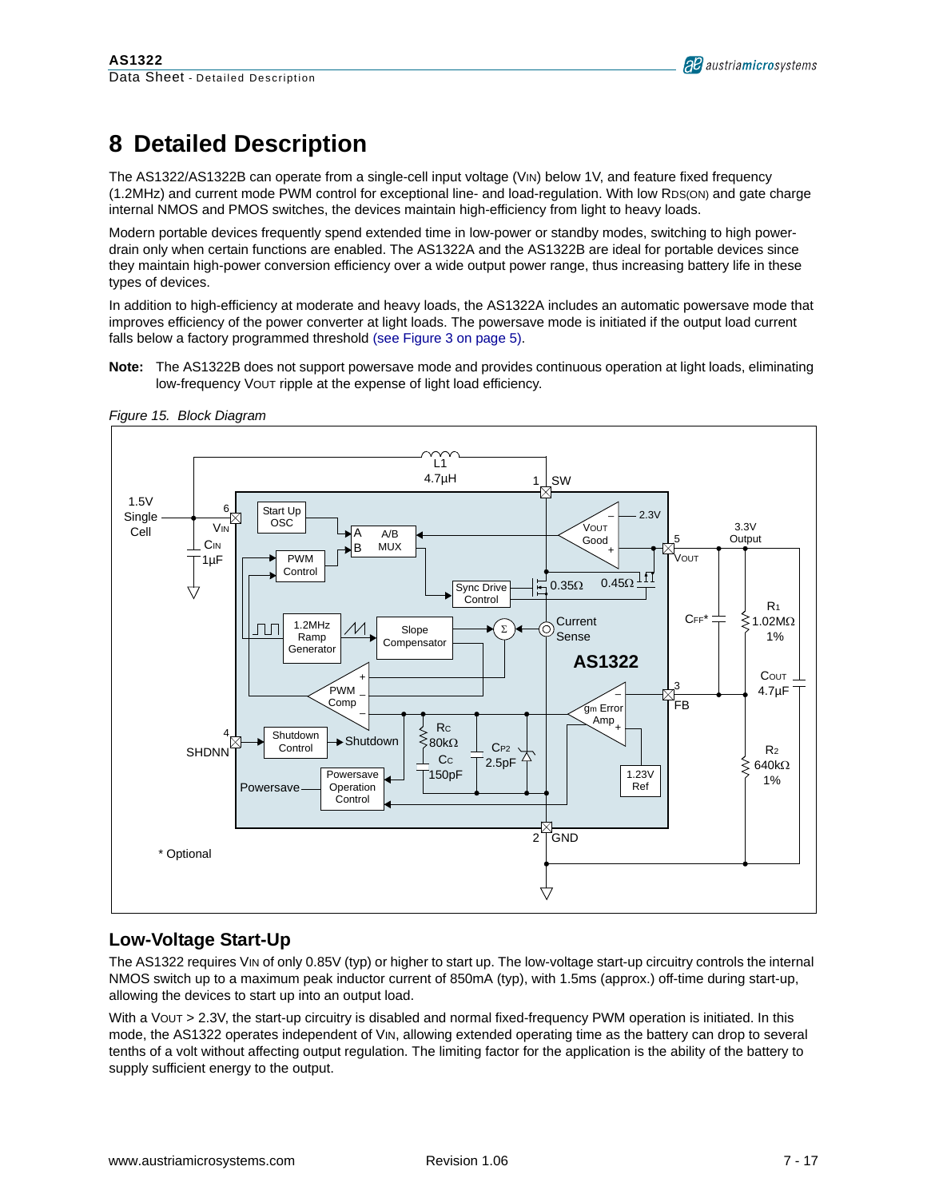# 8 Detailed Description

The AS1322/AS1322B can operate from a single-cell input voltage ($V_{IN}$) below 1V, and feature fixed frequency (1.2MHz) and current mode PWM control for exceptional line- and load-regulation. With low $R_{DS(ON)}$ and gate charge internal NMOS and PMOS switches, the devices maintain high-efficiency from light to heavy loads.

Modern portable devices frequently spend extended time in low-power or standby modes, switching to high power-drain only when certain functions are enabled. The AS1322A and the AS1322B are ideal for portable devices since they maintain high-power conversion efficiency over a wide output power range, thus increasing battery life in these types of devices.

In addition to high-efficiency at moderate and heavy loads, the AS1322A includes an automatic powersave mode that improves efficiency of the power converter at light loads. The powersave mode is initiated if the output load current falls below a factory programmed threshold (see Figure 3 on page 5).

**Note:** The AS1322B does not support powersave mode and provides continuous operation at light loads, eliminating low-frequency $V_{OUT}$ ripple at the expense of light load efficiency.

*Figure 15. Block Diagram*

## Low-Voltage Start-Up

The AS1322 requires $V_{IN}$ of only 0.85V (typ) or higher to start up. The low-voltage start-up circuitry controls the internal NMOS switch up to a maximum peak inductor current of 850mA (typ), with 1.5ms (approx.) off-time during start-up, allowing the devices to start up into an output load.

With a $V_{OUT}$ > 2.3V, the start-up circuitry is disabled and normal fixed-frequency PWM operation is initiated. In this mode, the AS1322 operates independent of $V_{IN}$, allowing extended operating time as the battery can drop to several tenths of a volt without affecting output regulation. The limiting factor for the application is the ability of the battery to supply sufficient energy to the output.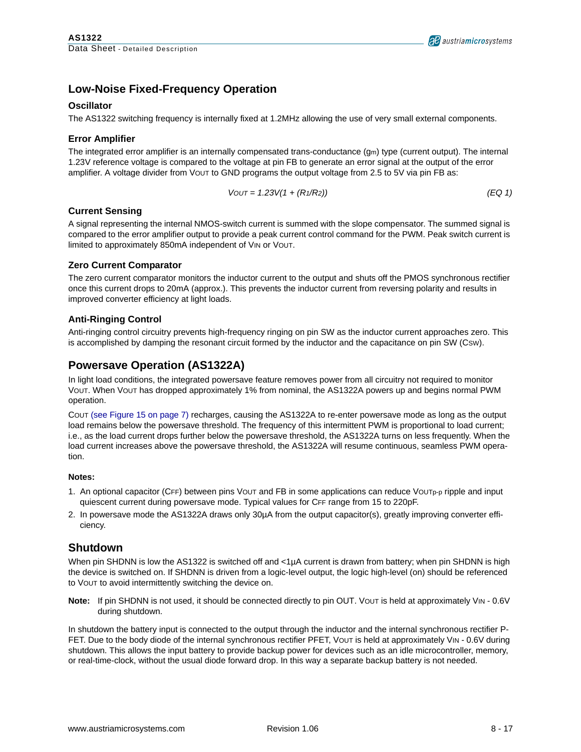## Low-Noise Fixed-Frequency Operation

### Oscillator

The AS1322 switching frequency is internally fixed at 1.2MHz allowing the use of very small external components.

### Error Amplifier

The integrated error amplifier is an internally compensated trans-conductance ($g_m$) type (current output). The internal 1.23V reference voltage is compared to the voltage at pin FB to generate an error signal at the output of the error amplifier. A voltage divider from $V_{OUT}$ to GND programs the output voltage from 2.5 to 5V via pin FB as:

$$V_{OUT} = 1.23V(1 + (R_1/R_2)) \qquad \text{(EQ 1)}$$

### Current Sensing

A signal representing the internal NMOS-switch current is summed with the slope compensator. The summed signal is compared to the error amplifier output to provide a peak current control command for the PWM. Peak switch current is limited to approximately 850mA independent of $V_{IN}$ or $V_{OUT}$.

### Zero Current Comparator

The zero current comparator monitors the inductor current to the output and shuts off the PMOS synchronous rectifier once this current drops to 20mA (approx.). This prevents the inductor current from reversing polarity and results in improved converter efficiency at light loads.

### Anti-Ringing Control

Anti-ringing control circuitry prevents high-frequency ringing on pin SW as the inductor current approaches zero. This is accomplished by damping the resonant circuit formed by the inductor and the capacitance on pin SW ($C_{SW}$).

## Powersave Operation (AS1322A)

In light load conditions, the integrated powersave feature removes power from all circuitry not required to monitor $V_{OUT}$. When $V_{OUT}$ has dropped approximately 1% from nominal, the AS1322A powers up and begins normal PWM operation.

$C_{OUT}$ (see Figure 15 on page 7) recharges, causing the AS1322A to re-enter powersave mode as long as the output load remains below the powersave threshold. The frequency of this intermittent PWM is proportional to load current; i.e., as the load current drops further below the powersave threshold, the AS1322A turns on less frequently. When the load current increases above the powersave threshold, the AS1322A will resume continuous, seamless PWM operation.

**Notes:**

1. An optional capacitor ($C_{FF}$) between pins $V_{OUT}$ and FB in some applications can reduce $V_{OUTp\text{-}p}$ ripple and input quiescent current during powersave mode. Typical values for $C_{FF}$ range from 15 to 220pF.
2. In powersave mode the AS1322A draws only 30µA from the output capacitor(s), greatly improving converter efficiency.

## Shutdown

When pin SHDNN is low the AS1322 is switched off and <1µA current is drawn from battery; when pin SHDNN is high the device is switched on. If SHDNN is driven from a logic-level output, the logic high-level (on) should be referenced to $V_{OUT}$ to avoid intermittently switching the device on.

**Note:** If pin SHDNN is not used, it should be connected directly to pin OUT. $V_{OUT}$ is held at approximately $V_{IN}$ - 0.6V during shutdown.

In shutdown the battery input is connected to the output through the inductor and the internal synchronous rectifier P-FET. Due to the body diode of the internal synchronous rectifier PFET, $V_{OUT}$ is held at approximately $V_{IN}$ - 0.6V during shutdown. This allows the input battery to provide backup power for devices such as an idle microcontroller, memory, or real-time-clock, without the usual diode forward drop. In this way a separate backup battery is not needed.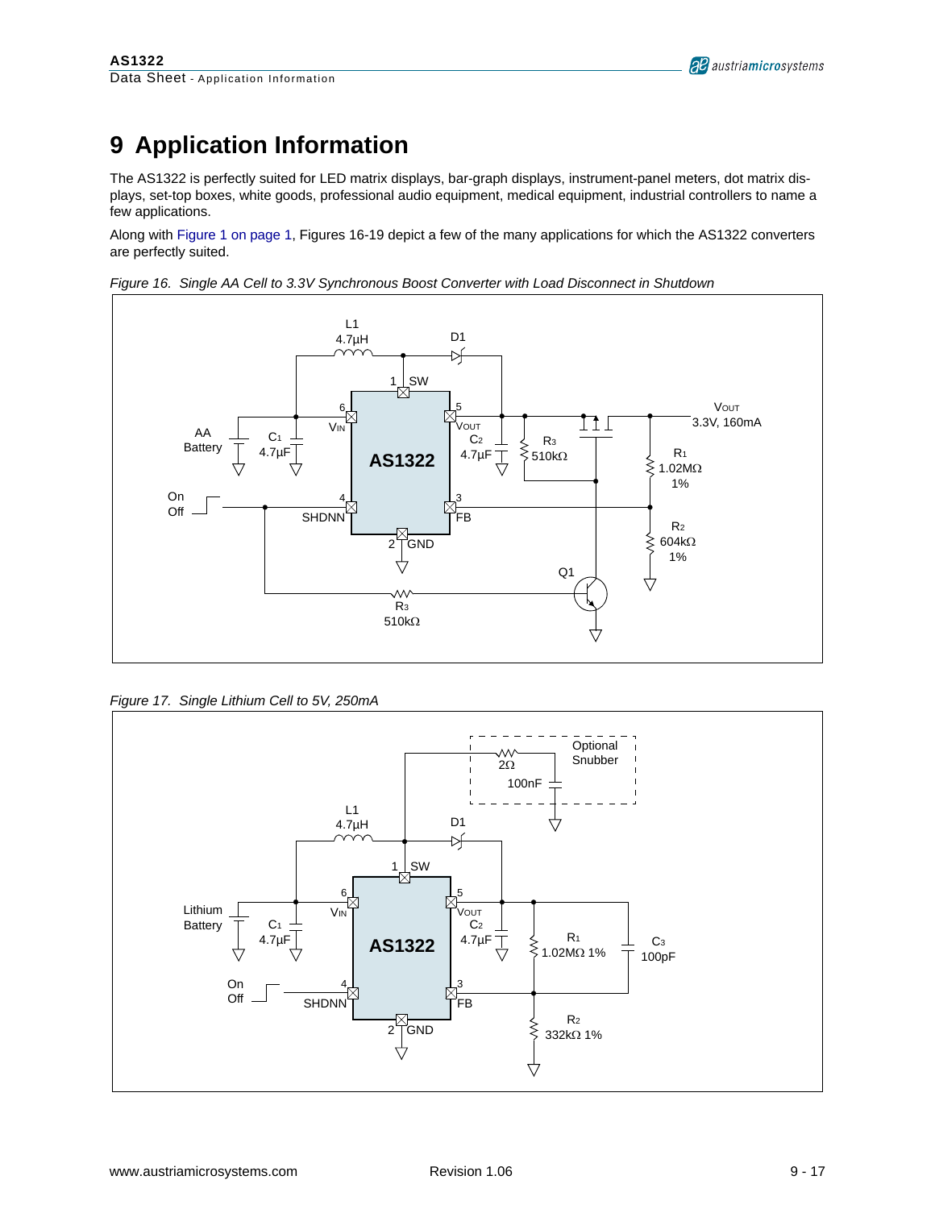# 9 Application Information

The AS1322 is perfectly suited for LED matrix displays, bar-graph displays, instrument-panel meters, dot matrix displays, set-top boxes, white goods, professional audio equipment, medical equipment, industrial controllers to name a few applications.

Along with Figure 1 on page 1, Figures 16-19 depict a few of the many applications for which the AS1322 converters are perfectly suited.

*Figure 16. Single AA Cell to 3.3V Synchronous Boost Converter with Load Disconnect in Shutdown*

*Figure 17. Single Lithium Cell to 5V, 250mA*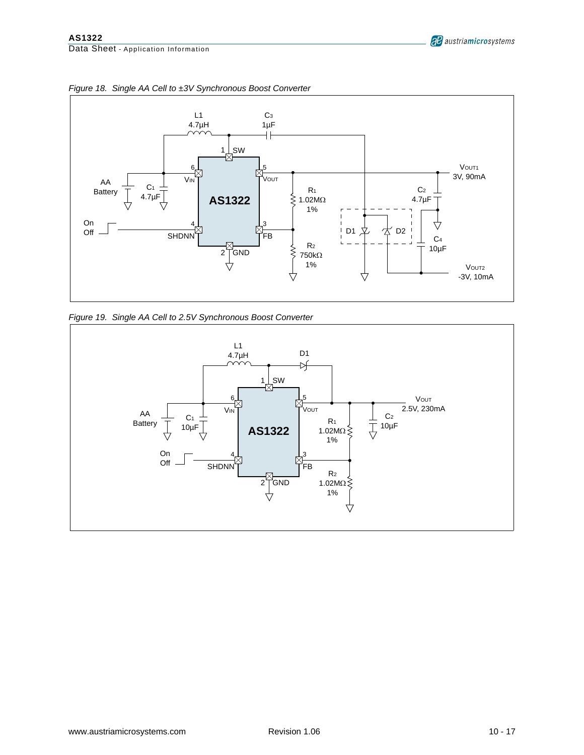*Figure 18. Single AA Cell to ±3V Synchronous Boost Converter*

*Figure 19. Single AA Cell to 2.5V Synchronous Boost Converter*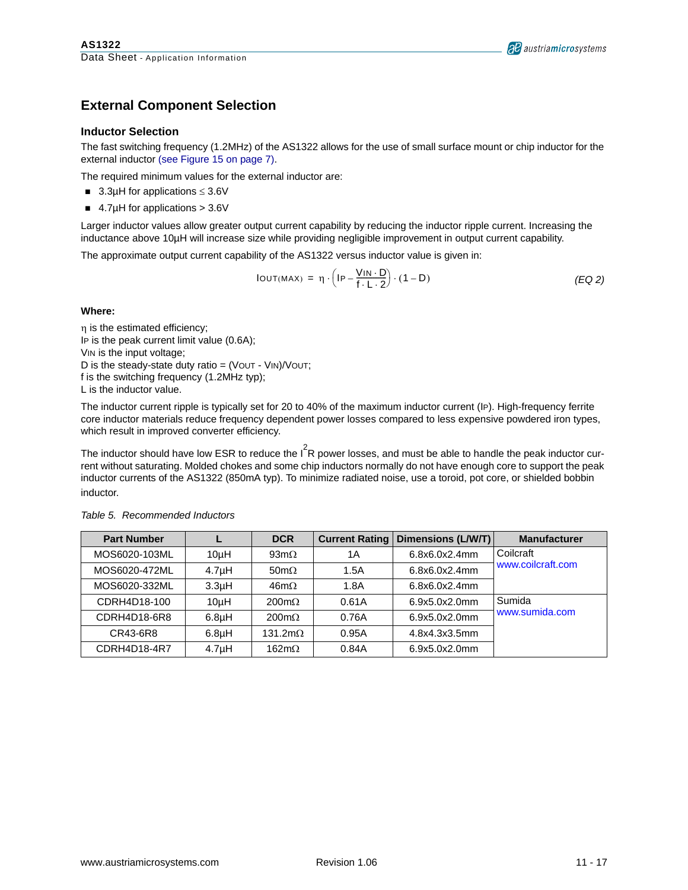## External Component Selection

### Inductor Selection

The fast switching frequency (1.2MHz) of the AS1322 allows for the use of small surface mount or chip inductor for the external inductor (see Figure 15 on page 7).

The required minimum values for the external inductor are:

- 3.3µH for applications ≤ 3.6V
- 4.7µH for applications > 3.6V

Larger inductor values allow greater output current capability by reducing the inductor ripple current. Increasing the inductance above 10µH will increase size while providing negligible improvement in output current capability.

The approximate output current capability of the AS1322 versus inductor value is given in:

$$I_{OUT(MAX)} = \eta \cdot \left(I_P - \frac{V_{IN} \cdot D}{f \cdot L \cdot 2}\right) \cdot (1 - D) \qquad \textit{(EQ 2)}$$

**Where:**

$\eta$ is the estimated efficiency;
$I_P$ is the peak current limit value (0.6A);
$V_{IN}$ is the input voltage;
D is the steady-state duty ratio = $(V_{OUT} - V_{IN})/V_{OUT}$;
f is the switching frequency (1.2MHz typ);
L is the inductor value.

The inductor current ripple is typically set for 20 to 40% of the maximum inductor current ($I_P$). High-frequency ferrite core inductor materials reduce frequency dependent power losses compared to less expensive powdered iron types, which result in improved converter efficiency.

The inductor should have low ESR to reduce the $I^2R$ power losses, and must be able to handle the peak inductor current without saturating. Molded chokes and some chip inductors normally do not have enough core to support the peak inductor currents of the AS1322 (850mA typ). To minimize radiated noise, use a toroid, pot core, or shielded bobbin inductor.

*Table 5. Recommended Inductors*

| Part Number | L | DCR | Current Rating | Dimensions (L/W/T) | Manufacturer |
|---|---|---|---|---|---|
| MOS6020-103ML | 10µH | 93mΩ | 1A | 6.8x6.0x2.4mm | Coilcraft www.coilcraft.com |
| MOS6020-472ML | 4.7µH | 50mΩ | 1.5A | 6.8x6.0x2.4mm | |
| MOS6020-332ML | 3.3µH | 46mΩ | 1.8A | 6.8x6.0x2.4mm | |
| CDRH4D18-100 | 10µH | 200mΩ | 0.61A | 6.9x5.0x2.0mm | Sumida www.sumida.com |
| CDRH4D18-6R8 | 6.8µH | 200mΩ | 0.76A | 6.9x5.0x2.0mm | |
| CR43-6R8 | 6.8µH | 131.2mΩ | 0.95A | 4.8x4.3x3.5mm | |
| CDRH4D18-4R7 | 4.7µH | 162mΩ | 0.84A | 6.9x5.0x2.0mm | |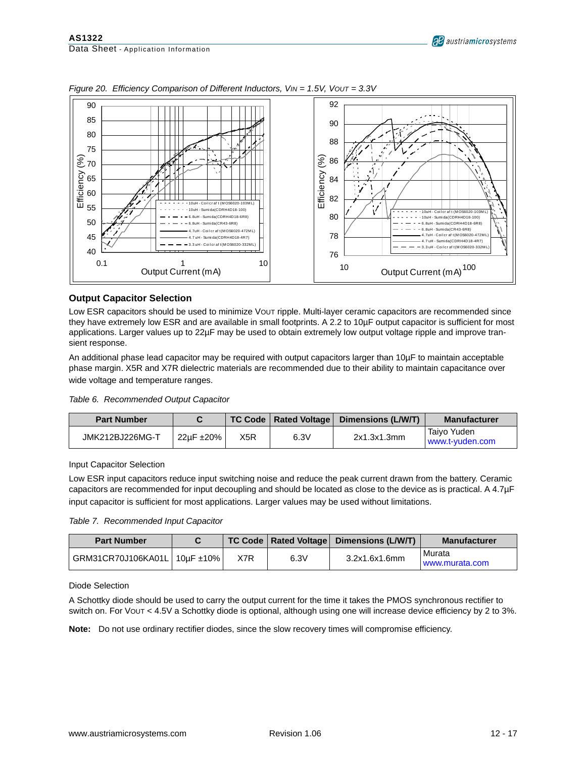*Figure 20. Efficiency Comparison of Different Inductors, $V_{IN}$ = 1.5V, $V_{OUT}$ = 3.3V*

### Output Capacitor Selection

Low ESR capacitors should be used to minimize $V_{OUT}$ ripple. Multi-layer ceramic capacitors are recommended since they have extremely low ESR and are available in small footprints. A 2.2 to 10µF output capacitor is sufficient for most applications. Larger values up to 22µF may be used to obtain extremely low output voltage ripple and improve transient response.

An additional phase lead capacitor may be required with output capacitors larger than 10µF to maintain acceptable phase margin. X5R and X7R dielectric materials are recommended due to their ability to maintain capacitance over wide voltage and temperature ranges.

*Table 6. Recommended Output Capacitor*

| Part Number | C | TC Code | Rated Voltage | Dimensions (L/W/T) | Manufacturer |
|---|---|---|---|---|---|
| JMK212BJ226MG-T | 22µF ±20% | X5R | 6.3V | 2x1.3x1.3mm | Taiyo Yuden www.t-yuden.com |

Input Capacitor Selection

Low ESR input capacitors reduce input switching noise and reduce the peak current drawn from the battery. Ceramic capacitors are recommended for input decoupling and should be located as close to the device as is practical. A 4.7µF input capacitor is sufficient for most applications. Larger values may be used without limitations.

*Table 7. Recommended Input Capacitor*

| Part Number | C | TC Code | Rated Voltage | Dimensions (L/W/T) | Manufacturer |
|---|---|---|---|---|---|
| GRM31CR70J106KA01L | 10µF ±10% | X7R | 6.3V | 3.2x1.6x1.6mm | Murata www.murata.com |

Diode Selection

A Schottky diode should be used to carry the output current for the time it takes the PMOS synchronous rectifier to switch on. For $V_{OUT}$ < 4.5V a Schottky diode is optional, although using one will increase device efficiency by 2 to 3%.

**Note:** Do not use ordinary rectifier diodes, since the slow recovery times will compromise efficiency.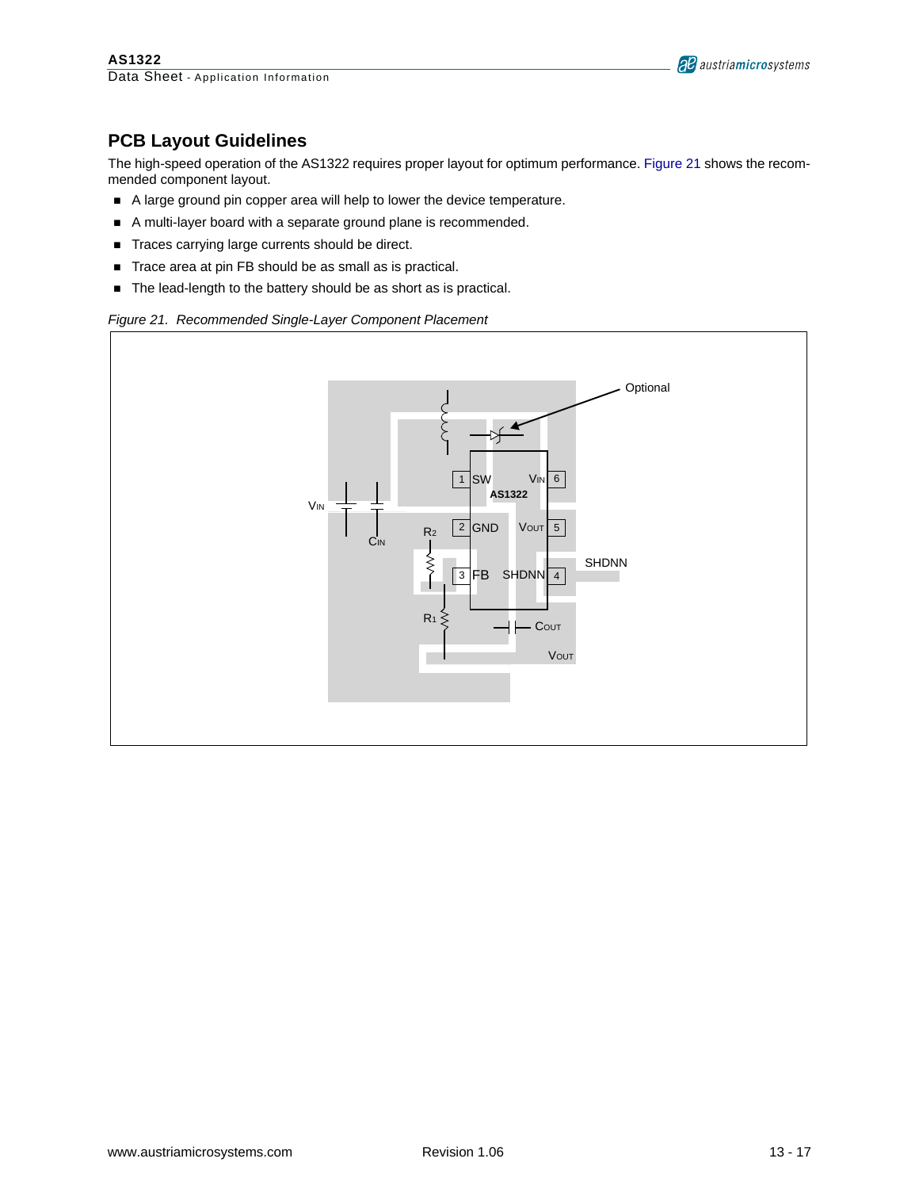## PCB Layout Guidelines

The high-speed operation of the AS1322 requires proper layout for optimum performance. Figure 21 shows the recommended component layout.

- A large ground pin copper area will help to lower the device temperature.
- A multi-layer board with a separate ground plane is recommended.
- Traces carrying large currents should be direct.
- Trace area at pin FB should be as small as is practical.
- The lead-length to the battery should be as short as is practical.

*Figure 21. Recommended Single-Layer Component Placement*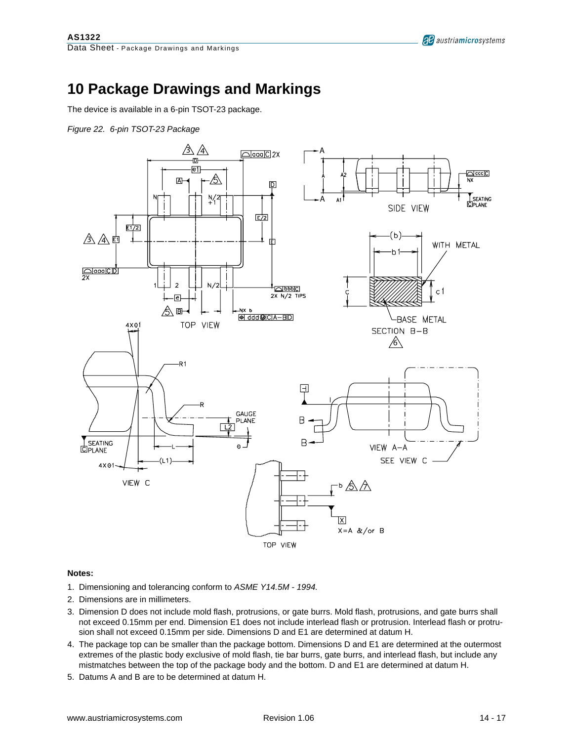# 10 Package Drawings and Markings

The device is available in a 6-pin TSOT-23 package.

*Figure 22. 6-pin TSOT-23 Package*

**Notes:**

1. Dimensioning and tolerancing conform to *ASME Y14.5M - 1994.*
2. Dimensions are in millimeters.
3. Dimension D does not include mold flash, protrusions, or gate burrs. Mold flash, protrusions, and gate burrs shall not exceed 0.15mm per end. Dimension E1 does not include interlead flash or protrusion. Interlead flash or protrusion shall not exceed 0.15mm per side. Dimensions D and E1 are determined at datum H.
4. The package top can be smaller than the package bottom. Dimensions D and E1 are determined at the outermost extremes of the plastic body exclusive of mold flash, tie bar burrs, gate burrs, and interlead flash, but include any mistmatches between the top of the package body and the bottom. D and E1 are determined at datum H.
5. Datums A and B are to be determined at datum H.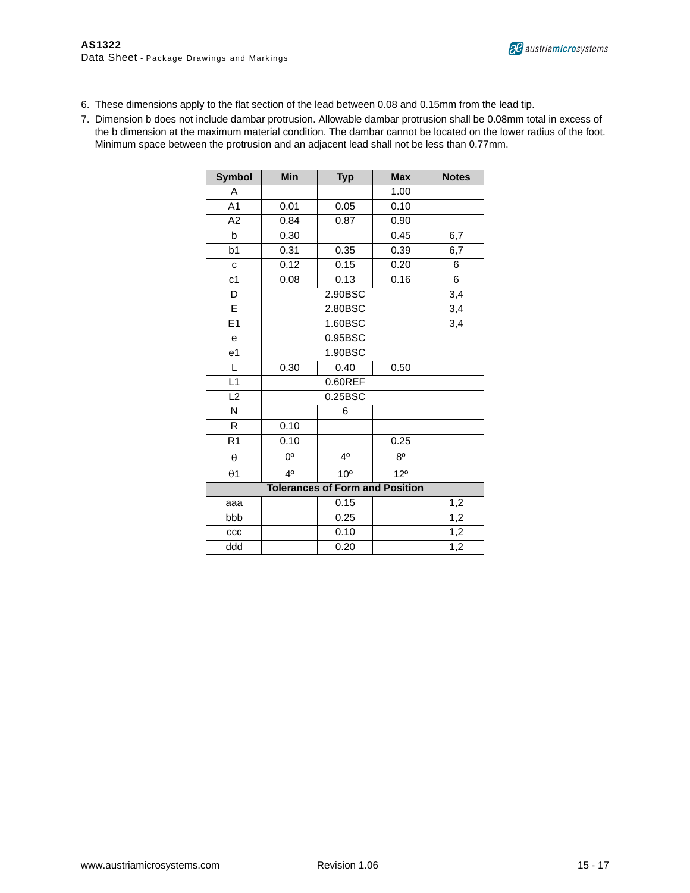6. These dimensions apply to the flat section of the lead between 0.08 and 0.15mm from the lead tip.
7. Dimension b does not include dambar protrusion. Allowable dambar protrusion shall be 0.08mm total in excess of the b dimension at the maximum material condition. The dambar cannot be located on the lower radius of the foot. Minimum space between the protrusion and an adjacent lead shall not be less than 0.77mm.

| Symbol | Min | Typ | Max | Notes |
|---|---|---|---|---|
| A | | | 1.00 | |
| A1 | 0.01 | 0.05 | 0.10 | |
| A2 | 0.84 | 0.87 | 0.90 | |
| b | 0.30 | | 0.45 | 6,7 |
| b1 | 0.31 | 0.35 | 0.39 | 6,7 |
| c | 0.12 | 0.15 | 0.20 | 6 |
| c1 | 0.08 | 0.13 | 0.16 | 6 |
| D | | 2.90BSC | | 3,4 |
| E | | 2.80BSC | | 3,4 |
| E1 | | 1.60BSC | | 3,4 |
| e | | 0.95BSC | | |
| e1 | | 1.90BSC | | |
| L | 0.30 | 0.40 | 0.50 | |
| L1 | | 0.60REF | | |
| L2 | | 0.25BSC | | |
| N | | 6 | | |
| R | 0.10 | | | |
| R1 | 0.10 | | 0.25 | |
| θ | 0º | 4º | 8º | |
| θ1 | 4º | 10º | 12º | |
| **Tolerances of Form and Position** | | | | |
| aaa | | 0.15 | | 1,2 |
| bbb | | 0.25 | | 1,2 |
| ccc | | 0.10 | | 1,2 |
| ddd | | 0.20 | | 1,2 |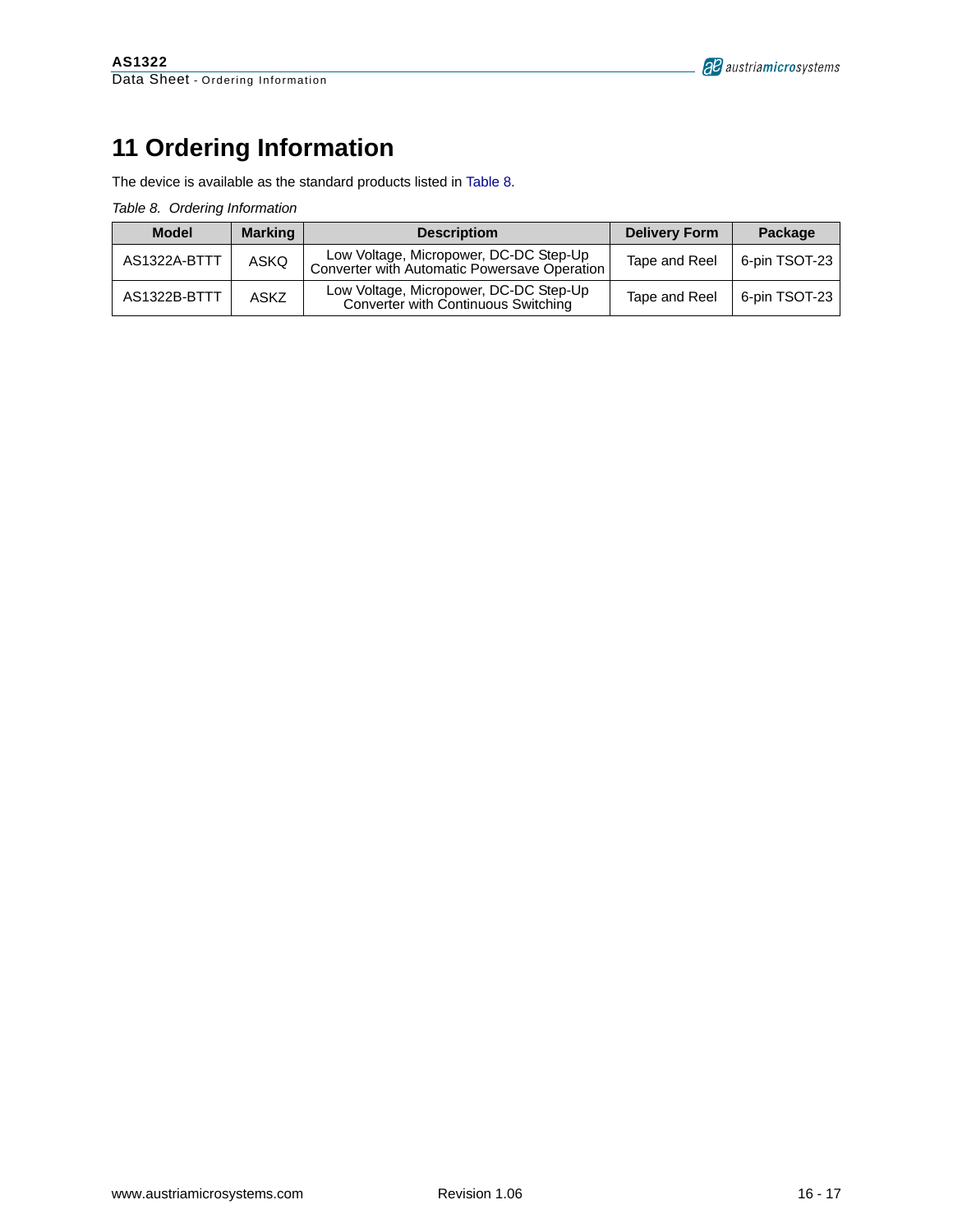# 11 Ordering Information

The device is available as the standard products listed in Table 8.

*Table 8. Ordering Information*

| Model | Marking | Descriptiom | Delivery Form | Package |
|---|---|---|---|---|
| AS1322A-BTTT | ASKQ | Low Voltage, Micropower, DC-DC Step-Up Converter with Automatic Powersave Operation | Tape and Reel | 6-pin TSOT-23 |
| AS1322B-BTTT | ASKZ | Low Voltage, Micropower, DC-DC Step-Up Converter with Continuous Switching | Tape and Reel | 6-pin TSOT-23 |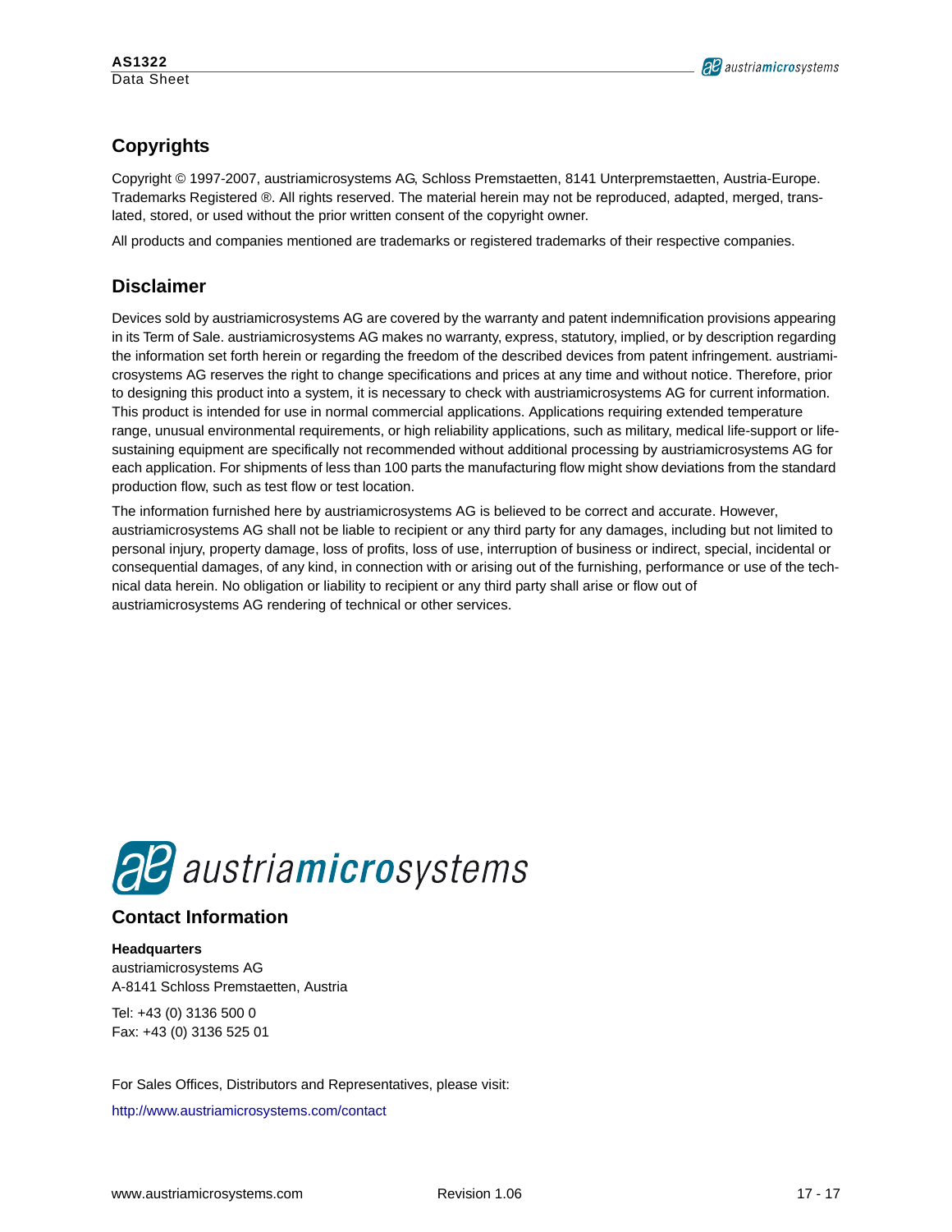## Copyrights

Copyright © 1997-2007, austriamicrosystems AG, Schloss Premstaetten, 8141 Unterpremstaetten, Austria-Europe. Trademarks Registered ®. All rights reserved. The material herein may not be reproduced, adapted, merged, translated, stored, or used without the prior written consent of the copyright owner.

All products and companies mentioned are trademarks or registered trademarks of their respective companies.

## Disclaimer

Devices sold by austriamicrosystems AG are covered by the warranty and patent indemnification provisions appearing in its Term of Sale. austriamicrosystems AG makes no warranty, express, statutory, implied, or by description regarding the information set forth herein or regarding the freedom of the described devices from patent infringement. austriamicrosystems AG reserves the right to change specifications and prices at any time and without notice. Therefore, prior to designing this product into a system, it is necessary to check with austriamicrosystems AG for current information. This product is intended for use in normal commercial applications. Applications requiring extended temperature range, unusual environmental requirements, or high reliability applications, such as military, medical life-support or life-sustaining equipment are specifically not recommended without additional processing by austriamicrosystems AG for each application. For shipments of less than 100 parts the manufacturing flow might show deviations from the standard production flow, such as test flow or test location.

The information furnished here by austriamicrosystems AG is believed to be correct and accurate. However, austriamicrosystems AG shall not be liable to recipient or any third party for any damages, including but not limited to personal injury, property damage, loss of profits, loss of use, interruption of business or indirect, special, incidental or consequential damages, of any kind, in connection with or arising out of the furnishing, performance or use of the technical data herein. No obligation or liability to recipient or any third party shall arise or flow out of austriamicrosystems AG rendering of technical or other services.

austriamicrosystems

## Contact Information

**Headquarters**
austriamicrosystems AG
A-8141 Schloss Premstaetten, Austria

Tel: +43 (0) 3136 500 0
Fax: +43 (0) 3136 525 01

For Sales Offices, Distributors and Representatives, please visit:

http://www.austriamicrosystems.com/contact